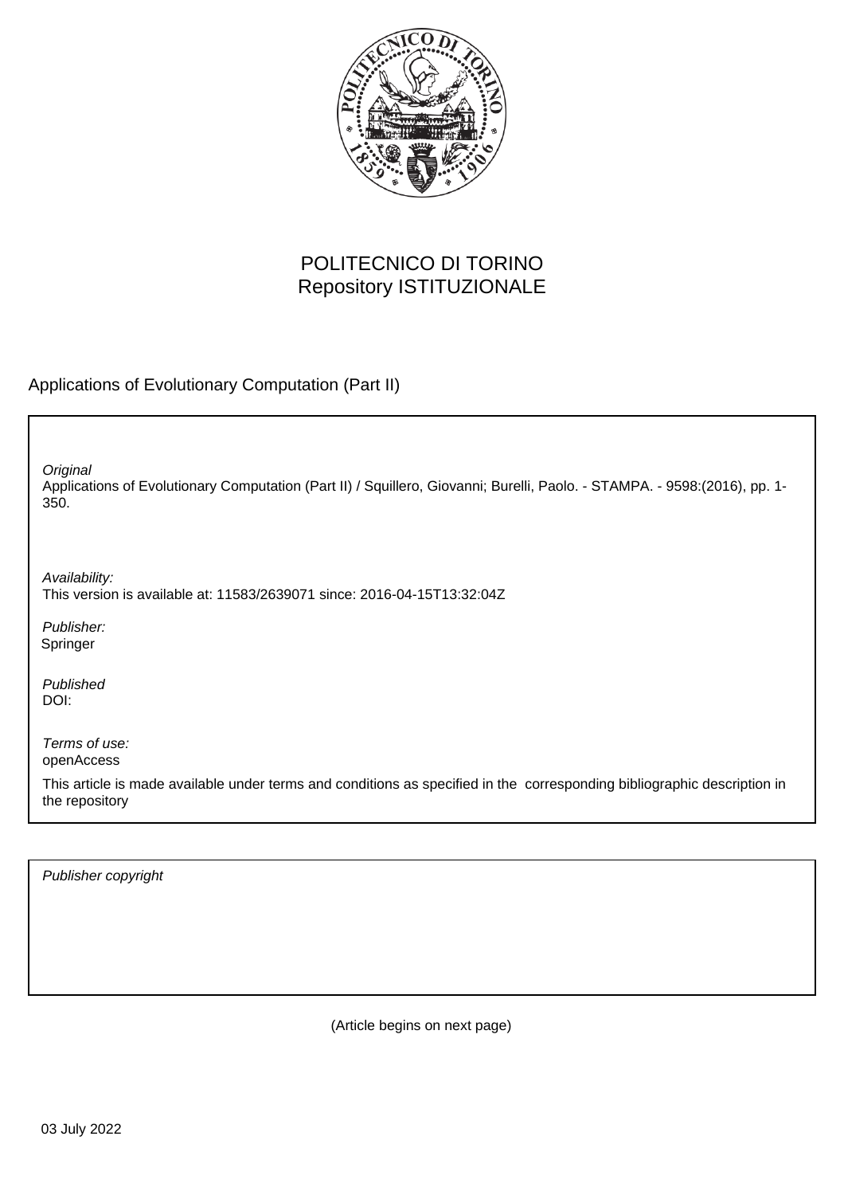POLITECNICO DI TORINO
Repository ISTITUZIONALE

Applications of Evolutionary Computation (Part II)

*Original*
Applications of Evolutionary Computation (Part II) / Squillero, Giovanni; Burelli, Paolo. - STAMPA. - 9598:(2016), pp. 1-350.

*Availability:*
This version is available at: 11583/2639071 since: 2016-04-15T13:32:04Z

*Publisher:*
Springer

*Published*
DOI:

*Terms of use:*
openAccess

This article is made available under terms and conditions as specified in the corresponding bibliographic description in the repository

*Publisher copyright*

(Article begins on next page)

03 July 2022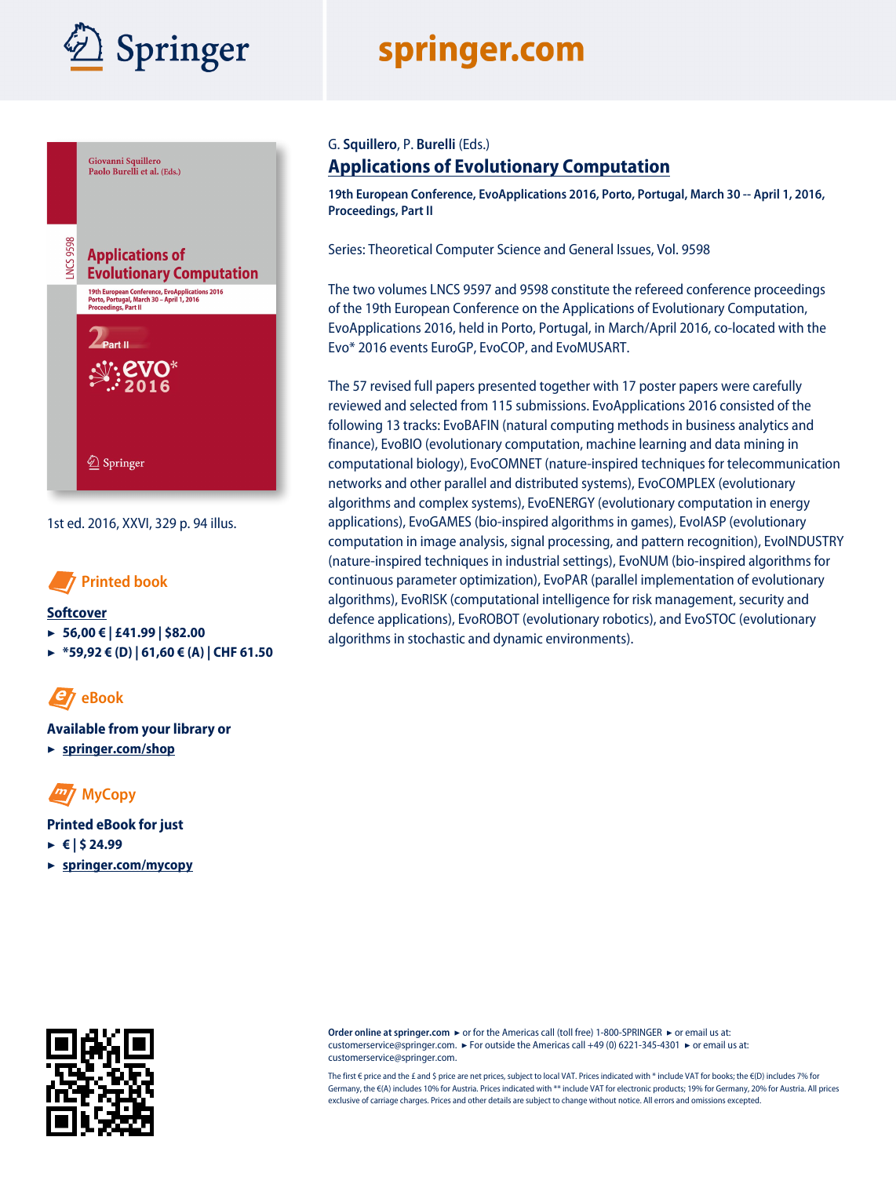Springer

springer.com

G. **Squillero**, P. **Burelli** (Eds.)

## Applications of Evolutionary Computation

**19th European Conference, EvoApplications 2016, Porto, Portugal, March 30 -- April 1, 2016, Proceedings, Part II**

Series: Theoretical Computer Science and General Issues, Vol. 9598

The two volumes LNCS 9597 and 9598 constitute the refereed conference proceedings of the 19th European Conference on the Applications of Evolutionary Computation, EvoApplications 2016, held in Porto, Portugal, in March/April 2016, co-located with the Evo* 2016 events EuroGP, EvoCOP, and EvoMUSART.

The 57 revised full papers presented together with 17 poster papers were carefully reviewed and selected from 115 submissions. EvoApplications 2016 consisted of the following 13 tracks: EvoBAFIN (natural computing methods in business analytics and finance), EvoBIO (evolutionary computation, machine learning and data mining in computational biology), EvoCOMNET (nature-inspired techniques for telecommunication networks and other parallel and distributed systems), EvoCOMPLEX (evolutionary algorithms and complex systems), EvoENERGY (evolutionary computation in energy applications), EvoGAMES (bio-inspired algorithms in games), EvoIASP (evolutionary computation in image analysis, signal processing, and pattern recognition), EvoINDUSTRY (nature-inspired techniques in industrial settings), EvoNUM (bio-inspired algorithms for continuous parameter optimization), EvoPAR (parallel implementation of evolutionary algorithms), EvoRISK (computational intelligence for risk management, security and defence applications), EvoROBOT (evolutionary robotics), and EvoSTOC (evolutionary algorithms in stochastic and dynamic environments).

1st ed. 2016, XXVI, 329 p. 94 illus.

### Printed book

**Softcover**

- **56,00 € | £41.99 | $82.00**
- ***59,92 € (D) | 61,60 € (A) | CHF 61.50**

### eBook

**Available from your library or**

- **springer.com/shop**

### MyCopy

**Printed eBook for just**

- **€ | $ 24.99**
- **springer.com/mycopy**

**Order online at springer.com** ► or for the Americas call (toll free) 1-800-SPRINGER ► or email us at: customerservice@springer.com. ► For outside the Americas call +49 (0) 6221-345-4301 ► or email us at: customerservice@springer.com.

The first € price and the £ and $ price are net prices, subject to local VAT. Prices indicated with * include VAT for books; the €(D) includes 7% for Germany, the €(A) includes 10% for Austria. Prices indicated with ** include VAT for electronic products; 19% for Germany, 20% for Austria. All prices exclusive of carriage charges. Prices and other details are subject to change without notice. All errors and omissions excepted.